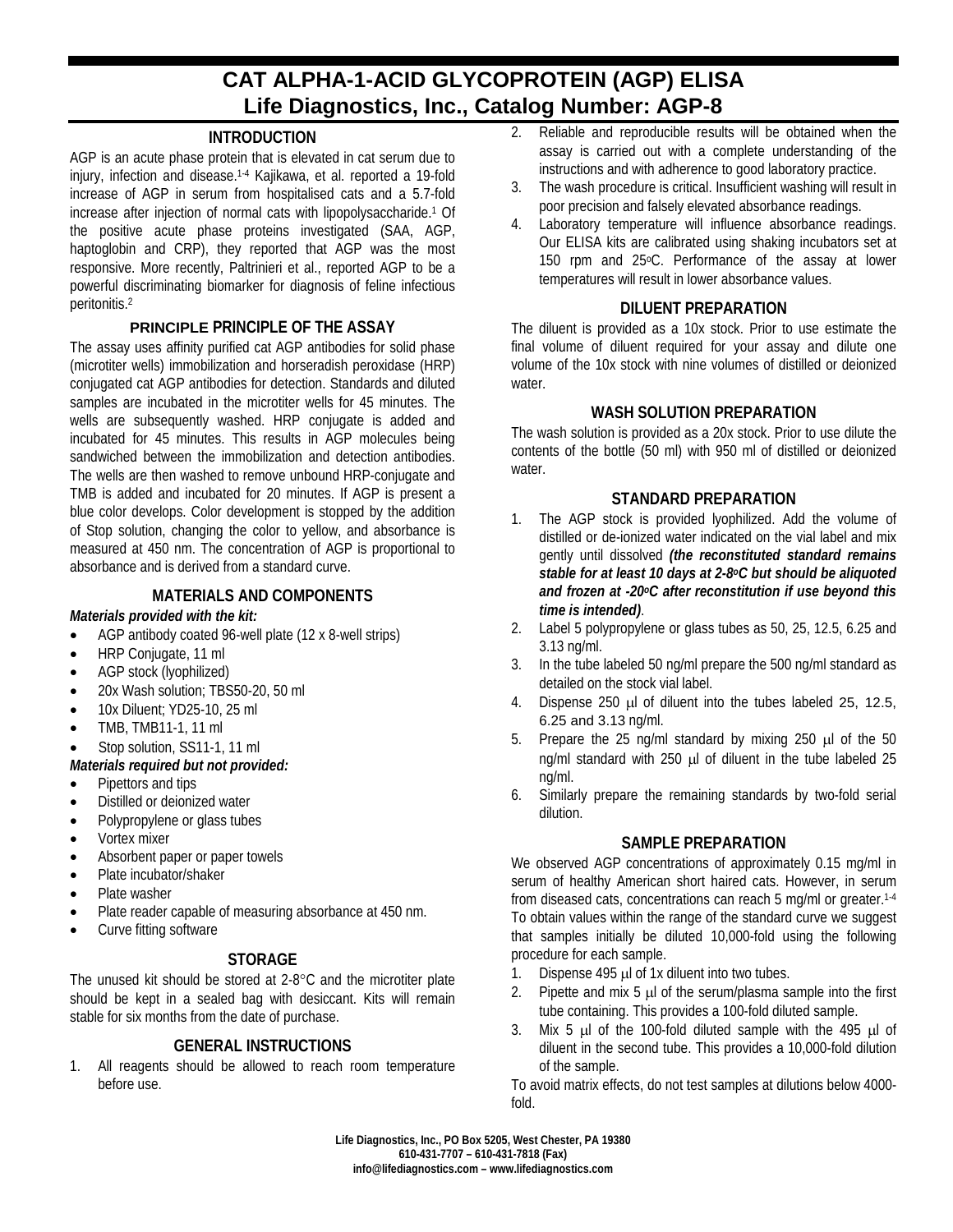# CAT ALPHA-1-ACID GLYCOPROTEIN (AGP) ELISA
# Life Diagnostics, Inc., Catalog Number: AGP-8

## INTRODUCTION

AGP is an acute phase protein that is elevated in cat serum due to injury, infection and disease.[1-4] Kajikawa, et al. reported a 19-fold increase of AGP in serum from hospitalised cats and a 5.7-fold increase after injection of normal cats with lipopolysaccharide.[1] Of the positive acute phase proteins investigated (SAA, AGP, haptoglobin and CRP), they reported that AGP was the most responsive. More recently, Paltrinieri et al., reported AGP to be a powerful discriminating biomarker for diagnosis of feline infectious peritonitis.[2]

## PRINCIPLE PRINCIPLE OF THE ASSAY

The assay uses affinity purified cat AGP antibodies for solid phase (microtiter wells) immobilization and horseradish peroxidase (HRP) conjugated cat AGP antibodies for detection. Standards and diluted samples are incubated in the microtiter wells for 45 minutes. The wells are subsequently washed. HRP conjugate is added and incubated for 45 minutes. This results in AGP molecules being sandwiched between the immobilization and detection antibodies. The wells are then washed to remove unbound HRP-conjugate and TMB is added and incubated for 20 minutes. If AGP is present a blue color develops. Color development is stopped by the addition of Stop solution, changing the color to yellow, and absorbance is measured at 450 nm. The concentration of AGP is proportional to absorbance and is derived from a standard curve.

## MATERIALS AND COMPONENTS

***Materials provided with the kit:***

- AGP antibody coated 96-well plate (12 x 8-well strips)
- HRP Conjugate, 11 ml
- AGP stock (lyophilized)
- 20x Wash solution; TBS50-20, 50 ml
- 10x Diluent; YD25-10, 25 ml
- TMB, TMB11-1, 11 ml
- Stop solution, SS11-1, 11 ml

***Materials required but not provided:***

- Pipettors and tips
- Distilled or deionized water
- Polypropylene or glass tubes
- Vortex mixer
- Absorbent paper or paper towels
- Plate incubator/shaker
- Plate washer
- Plate reader capable of measuring absorbance at 450 nm.
- Curve fitting software

## STORAGE

The unused kit should be stored at 2-8°C and the microtiter plate should be kept in a sealed bag with desiccant. Kits will remain stable for six months from the date of purchase.

## GENERAL INSTRUCTIONS

1. All reagents should be allowed to reach room temperature before use.
2. Reliable and reproducible results will be obtained when the assay is carried out with a complete understanding of the instructions and with adherence to good laboratory practice.
3. The wash procedure is critical. Insufficient washing will result in poor precision and falsely elevated absorbance readings.
4. Laboratory temperature will influence absorbance readings. Our ELISA kits are calibrated using shaking incubators set at 150 rpm and 25°C. Performance of the assay at lower temperatures will result in lower absorbance values.

## DILUENT PREPARATION

The diluent is provided as a 10x stock. Prior to use estimate the final volume of diluent required for your assay and dilute one volume of the 10x stock with nine volumes of distilled or deionized water.

## WASH SOLUTION PREPARATION

The wash solution is provided as a 20x stock. Prior to use dilute the contents of the bottle (50 ml) with 950 ml of distilled or deionized water.

## STANDARD PREPARATION

1. The AGP stock is provided lyophilized. Add the volume of distilled or de-ionized water indicated on the vial label and mix gently until dissolved ***(the reconstituted standard remains stable for at least 10 days at 2-8°C but should be aliquoted and frozen at -20°C after reconstitution if use beyond this time is intended)***.
2. Label 5 polypropylene or glass tubes as 50, 25, 12.5, 6.25 and 3.13 ng/ml.
3. In the tube labeled 50 ng/ml prepare the 500 ng/ml standard as detailed on the stock vial label.
4. Dispense 250 µl of diluent into the tubes labeled 25, 12.5, 6.25 and 3.13 ng/ml.
5. Prepare the 25 ng/ml standard by mixing 250 µl of the 50 ng/ml standard with 250 µl of diluent in the tube labeled 25 ng/ml.
6. Similarly prepare the remaining standards by two-fold serial dilution.

## SAMPLE PREPARATION

We observed AGP concentrations of approximately 0.15 mg/ml in serum of healthy American short haired cats. However, in serum from diseased cats, concentrations can reach 5 mg/ml or greater.[1-4] To obtain values within the range of the standard curve we suggest that samples initially be diluted 10,000-fold using the following procedure for each sample.

1. Dispense 495 µl of 1x diluent into two tubes.
2. Pipette and mix 5 µl of the serum/plasma sample into the first tube containing. This provides a 100-fold diluted sample.
3. Mix 5 µl of the 100-fold diluted sample with the 495 µl of diluent in the second tube. This provides a 10,000-fold dilution of the sample.

To avoid matrix effects, do not test samples at dilutions below 4000-fold.

Life Diagnostics, Inc., PO Box 5205, West Chester, PA 19380
610-431-7707 – 610-431-7818 (Fax)
info@lifediagnostics.com – www.lifediagnostics.com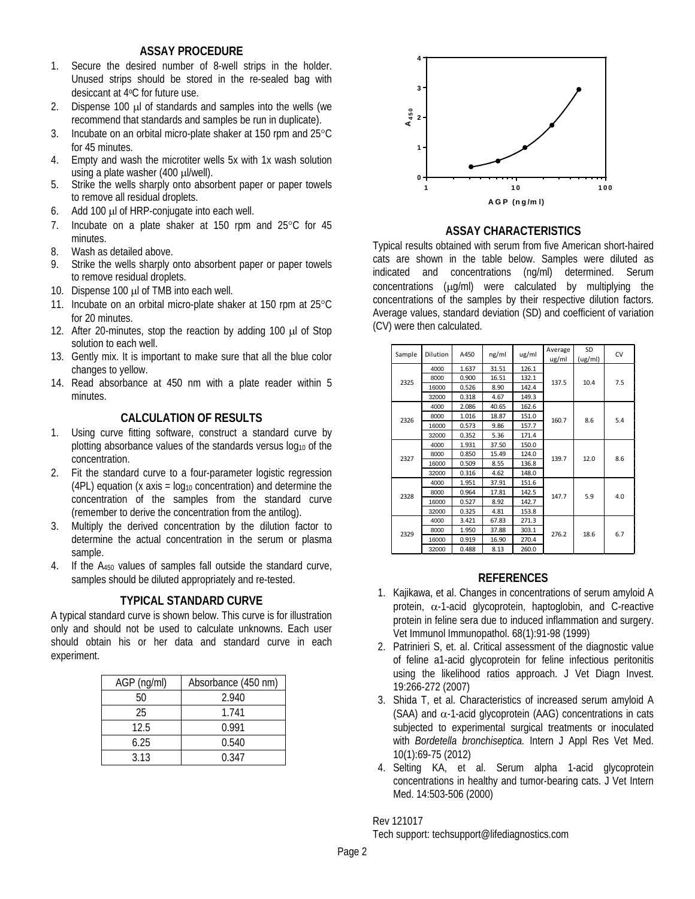## ASSAY PROCEDURE

1. Secure the desired number of 8-well strips in the holder. Unused strips should be stored in the re-sealed bag with desiccant at 4°C for future use.
2. Dispense 100 μl of standards and samples into the wells (we recommend that standards and samples be run in duplicate).
3. Incubate on an orbital micro-plate shaker at 150 rpm and 25°C for 45 minutes.
4. Empty and wash the microtiter wells 5x with 1x wash solution using a plate washer (400 μl/well).
5. Strike the wells sharply onto absorbent paper or paper towels to remove all residual droplets.
6. Add 100 μl of HRP-conjugate into each well.
7. Incubate on a plate shaker at 150 rpm and 25°C for 45 minutes.
8. Wash as detailed above.
9. Strike the wells sharply onto absorbent paper or paper towels to remove residual droplets.
10. Dispense 100 μl of TMB into each well.
11. Incubate on an orbital micro-plate shaker at 150 rpm at 25°C for 20 minutes.
12. After 20-minutes, stop the reaction by adding 100 μl of Stop solution to each well.
13. Gently mix. It is important to make sure that all the blue color changes to yellow.
14. Read absorbance at 450 nm with a plate reader within 5 minutes.

## CALCULATION OF RESULTS

1. Using curve fitting software, construct a standard curve by plotting absorbance values of the standards versus $\log_{10}$ of the concentration.
2. Fit the standard curve to a four-parameter logistic regression (4PL) equation (x axis = $\log_{10}$ concentration) and determine the concentration of the samples from the standard curve (remember to derive the concentration from the antilog).
3. Multiply the derived concentration by the dilution factor to determine the actual concentration in the serum or plasma sample.
4. If the $A_{450}$ values of samples fall outside the standard curve, samples should be diluted appropriately and re-tested.

## TYPICAL STANDARD CURVE

A typical standard curve is shown below. This curve is for illustration only and should not be used to calculate unknowns. Each user should obtain his or her data and standard curve in each experiment.

| AGP (ng/ml) | Absorbance (450 nm) |
|---|---|
| 50 | 2.940 |
| 25 | 1.741 |
| 12.5 | 0.991 |
| 6.25 | 0.540 |
| 3.13 | 0.347 |

A450
0
1
2
3
4
1
10
100
AGP (ng/ml)

## ASSAY CHARACTERISTICS

Typical results obtained with serum from five American short-haired cats are shown in the table below. Samples were diluted as indicated and concentrations (ng/ml) determined. Serum concentrations (μg/ml) were calculated by multiplying the concentrations of the samples by their respective dilution factors. Average values, standard deviation (SD) and coefficient of variation (CV) were then calculated.

| Sample | Dilution | A450 | ng/ml | ug/ml | Average ug/ml | SD (ug/ml) | CV |
|---|---|---|---|---|---|---|---|
| 2325 | 4000 | 1.637 | 31.51 | 126.1 | 137.5 | 10.4 | 7.5 |
| | 8000 | 0.900 | 16.51 | 132.1 | | | |
| | 16000 | 0.526 | 8.90 | 142.4 | | | |
| | 32000 | 0.318 | 4.67 | 149.3 | | | |
| 2326 | 4000 | 2.086 | 40.65 | 162.6 | 160.7 | 8.6 | 5.4 |
| | 8000 | 1.016 | 18.87 | 151.0 | | | |
| | 16000 | 0.573 | 9.86 | 157.7 | | | |
| | 32000 | 0.352 | 5.36 | 171.4 | | | |
| 2327 | 4000 | 1.931 | 37.50 | 150.0 | 139.7 | 12.0 | 8.6 |
| | 8000 | 0.850 | 15.49 | 124.0 | | | |
| | 16000 | 0.509 | 8.55 | 136.8 | | | |
| | 32000 | 0.316 | 4.62 | 148.0 | | | |
| 2328 | 4000 | 1.951 | 37.91 | 151.6 | 147.7 | 5.9 | 4.0 |
| | 8000 | 0.964 | 17.81 | 142.5 | | | |
| | 16000 | 0.527 | 8.92 | 142.7 | | | |
| | 32000 | 0.325 | 4.81 | 153.8 | | | |
| 2329 | 4000 | 3.421 | 67.83 | 271.3 | 276.2 | 18.6 | 6.7 |
| | 8000 | 1.950 | 37.88 | 303.1 | | | |
| | 16000 | 0.919 | 16.90 | 270.4 | | | |
| | 32000 | 0.488 | 8.13 | 260.0 | | | |

## REFERENCES

1. Kajikawa, et al. Changes in concentrations of serum amyloid A protein, α-1-acid glycoprotein, haptoglobin, and C-reactive protein in feline sera due to induced inflammation and surgery. Vet Immunol Immunopathol. 68(1):91-98 (1999)
2. Patrinieri S, et. al. Critical assessment of the diagnostic value of feline a1-acid glycoprotein for feline infectious peritonitis using the likelihood ratios approach. J Vet Diagn Invest. 19:266-272 (2007)
3. Shida T, et al. Characteristics of increased serum amyloid A (SAA) and α-1-acid glycoprotein (AAG) concentrations in cats subjected to experimental surgical treatments or inoculated with *Bordetella bronchiseptica.* Intern J Appl Res Vet Med. 10(1):69-75 (2012)
4. Selting KA, et al. Serum alpha 1-acid glycoprotein concentrations in healthy and tumor-bearing cats. J Vet Intern Med. 14:503-506 (2000)

Rev 121017
Tech support: techsupport@lifediagnostics.com